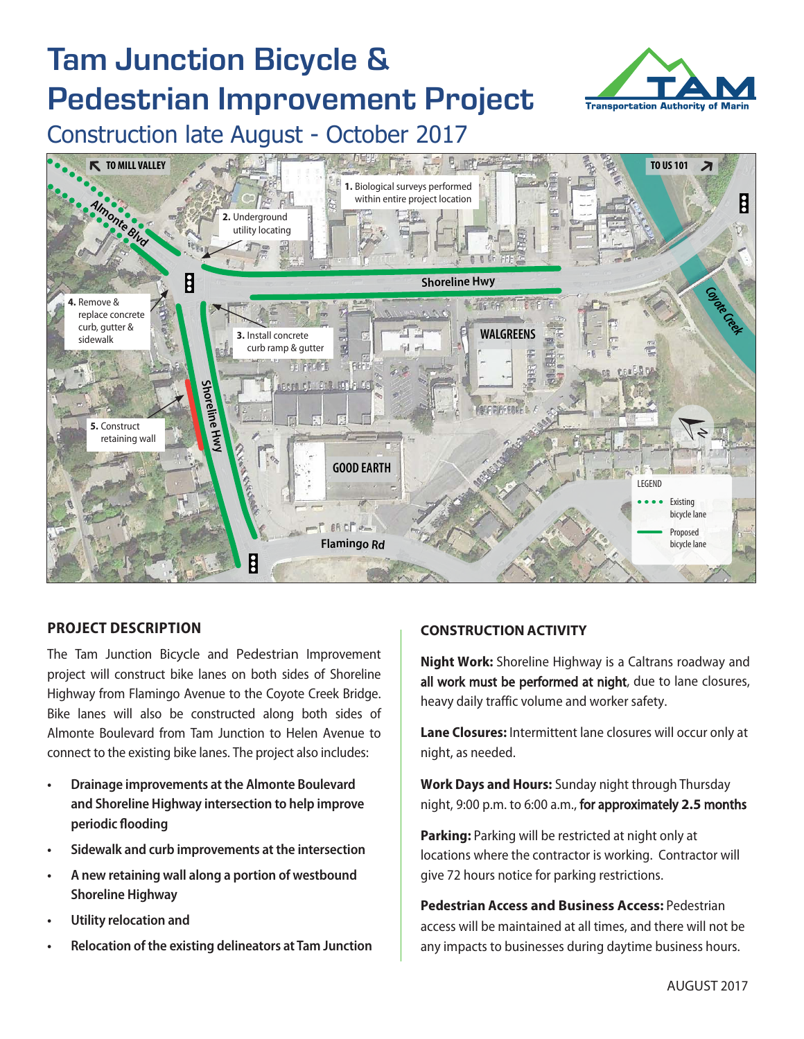# Tam Junction Bicycle & Pedestrian Improvement Project

TAM Transportation Authority of Marin

## Construction late August - October 2017

TO MILL VALLEY

TO US 101

Almonte Blvd

Shoreline Hwy

Coyote Creek

WALGREENS

GOOD EARTH

Flamingo Rd

1. Biological surveys performed within entire project location
2. Underground utility locating
3. Install concrete curb ramp & gutter
4. Remove & replace concrete curb, gutter & sidewalk
5. Construct retaining wall

LEGEND

- Existing bicycle lane
- Proposed bicycle lane

### PROJECT DESCRIPTION

The Tam Junction Bicycle and Pedestrian Improvement project will construct bike lanes on both sides of Shoreline Highway from Flamingo Avenue to the Coyote Creek Bridge. Bike lanes will also be constructed along both sides of Almonte Boulevard from Tam Junction to Helen Avenue to connect to the existing bike lanes. The project also includes:

- **Drainage improvements at the Almonte Boulevard and Shoreline Highway intersection to help improve periodic flooding**
- **Sidewalk and curb improvements at the intersection**
- **A new retaining wall along a portion of westbound Shoreline Highway**
- **Utility relocation and**
- **Relocation of the existing delineators at Tam Junction**

### CONSTRUCTION ACTIVITY

**Night Work:** Shoreline Highway is a Caltrans roadway and **all work must be performed at night**, due to lane closures, heavy daily traffic volume and worker safety.

**Lane Closures:** Intermittent lane closures will occur only at night, as needed.

**Work Days and Hours:** Sunday night through Thursday night, 9:00 p.m. to 6:00 a.m., **for approximately 2.5 months**

**Parking:** Parking will be restricted at night only at locations where the contractor is working. Contractor will give 72 hours notice for parking restrictions.

**Pedestrian Access and Business Access:** Pedestrian access will be maintained at all times, and there will not be any impacts to businesses during daytime business hours.

AUGUST 2017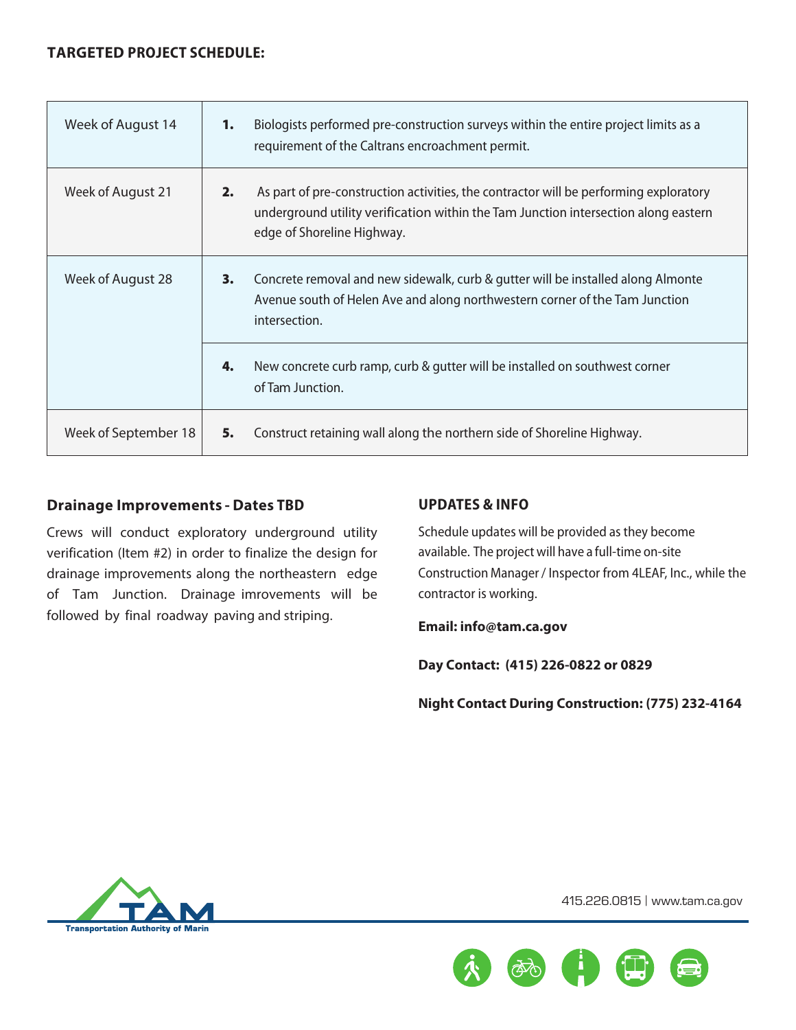**TARGETED PROJECT SCHEDULE:**

| | | |
|---|---|---|
| Week of August 14 | **1.** | Biologists performed pre-construction surveys within the entire project limits as a requirement of the Caltrans encroachment permit. |
| Week of August 21 | **2.** | As part of pre-construction activities, the contractor will be performing exploratory underground utility verification within the Tam Junction intersection along eastern edge of Shoreline Highway. |
| Week of August 28 | **3.** | Concrete removal and new sidewalk, curb & gutter will be installed along Almonte Avenue south of Helen Ave and along northwestern corner of the Tam Junction intersection. |
| | **4.** | New concrete curb ramp, curb & gutter will be installed on southwest corner of Tam Junction. |
| Week of September 18 | **5.** | Construct retaining wall along the northern side of Shoreline Highway. |

### Drainage Improvements - Dates TBD

Crews will conduct exploratory underground utility verification (Item #2) in order to finalize the design for drainage improvements along the northeastern edge of Tam Junction. Drainage imrovements will be followed by final roadway paving and striping.

### UPDATES & INFO

Schedule updates will be provided as they become available. The project will have a full-time on-site Construction Manager / Inspector from 4LEAF, Inc., while the contractor is working.

**Email: info@tam.ca.gov**

**Day Contact: (415) 226-0822 or 0829**

**Night Contact During Construction: (775) 232-4164**

TAM
Transportation Authority of Marin

415.226.0815 | www.tam.ca.gov